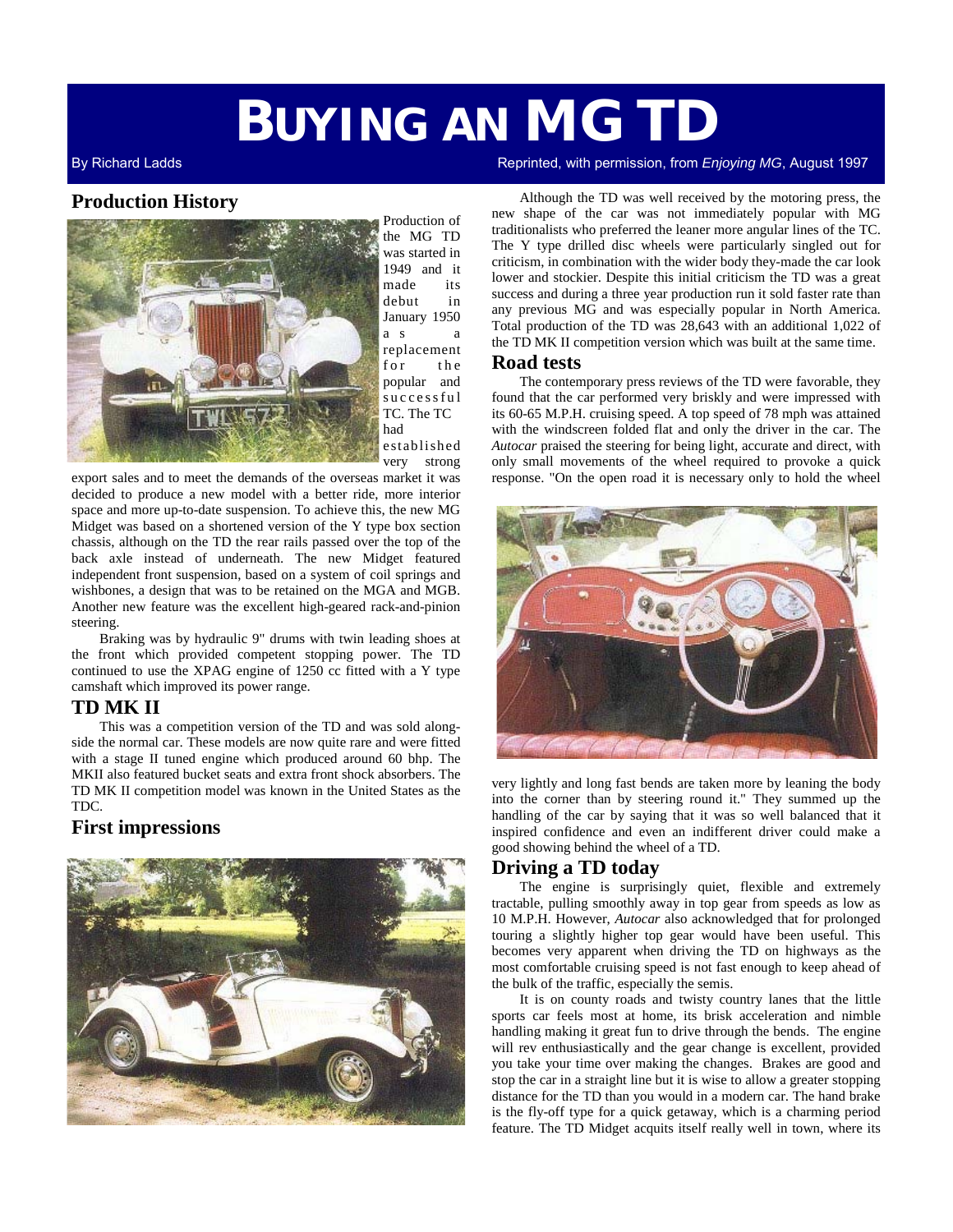# BUYING AN MG TD

By Richard Ladds

Reprinted, with permission, from *Enjoying MG*, August 1997

## Production History

Production of the MG TD was started in 1949 and it made its debut in January 1950 as a replacement for the popular and successful TC. The TC had established very strong export sales and to meet the demands of the overseas market it was decided to produce a new model with a better ride, more interior space and more up-to-date suspension. To achieve this, the new MG Midget was based on a shortened version of the Y type box section chassis, although on the TD the rear rails passed over the top of the back axle instead of underneath. The new Midget featured independent front suspension, based on a system of coil springs and wishbones, a design that was to be retained on the MGA and MGB. Another new feature was the excellent high-geared rack-and-pinion steering.

Braking was by hydraulic 9" drums with twin leading shoes at the front which provided competent stopping power. The TD continued to use the XPAG engine of 1250 cc fitted with a Y type camshaft which improved its power range.

## TD MK II

This was a competition version of the TD and was sold alongside the normal car. These models are now quite rare and were fitted with a stage II tuned engine which produced around 60 bhp. The MKII also featured bucket seats and extra front shock absorbers. The TD MK II competition model was known in the United States as the TDC.

## First impressions

Although the TD was well received by the motoring press, the new shape of the car was not immediately popular with MG traditionalists who preferred the leaner more angular lines of the TC. The Y type drilled disc wheels were particularly singled out for criticism, in combination with the wider body they-made the car look lower and stockier. Despite this initial criticism the TD was a great success and during a three year production run it sold faster rate than any previous MG and was especially popular in North America. Total production of the TD was 28,643 with an additional 1,022 of the TD MK II competition version which was built at the same time.

## Road tests

The contemporary press reviews of the TD were favorable, they found that the car performed very briskly and were impressed with its 60-65 M.P.H. cruising speed. A top speed of 78 mph was attained with the windscreen folded flat and only the driver in the car. The *Autocar* praised the steering for being light, accurate and direct, with only small movements of the wheel required to provoke a quick response. "On the open road it is necessary only to hold the wheel very lightly and long fast bends are taken more by leaning the body into the corner than by steering round it." They summed up the handling of the car by saying that it was so well balanced that it inspired confidence and even an indifferent driver could make a good showing behind the wheel of a TD.

## Driving a TD today

The engine is surprisingly quiet, flexible and extremely tractable, pulling smoothly away in top gear from speeds as low as 10 M.P.H. However, *Autocar* also acknowledged that for prolonged touring a slightly higher top gear would have been useful. This becomes very apparent when driving the TD on highways as the most comfortable cruising speed is not fast enough to keep ahead of the bulk of the traffic, especially the semis.

It is on county roads and twisty country lanes that the little sports car feels most at home, its brisk acceleration and nimble handling making it great fun to drive through the bends. The engine will rev enthusiastically and the gear change is excellent, provided you take your time over making the changes. Brakes are good and stop the car in a straight line but it is wise to allow a greater stopping distance for the TD than you would in a modern car. The hand brake is the fly-off type for a quick getaway, which is a charming period feature. The TD Midget acquits itself really well in town, where its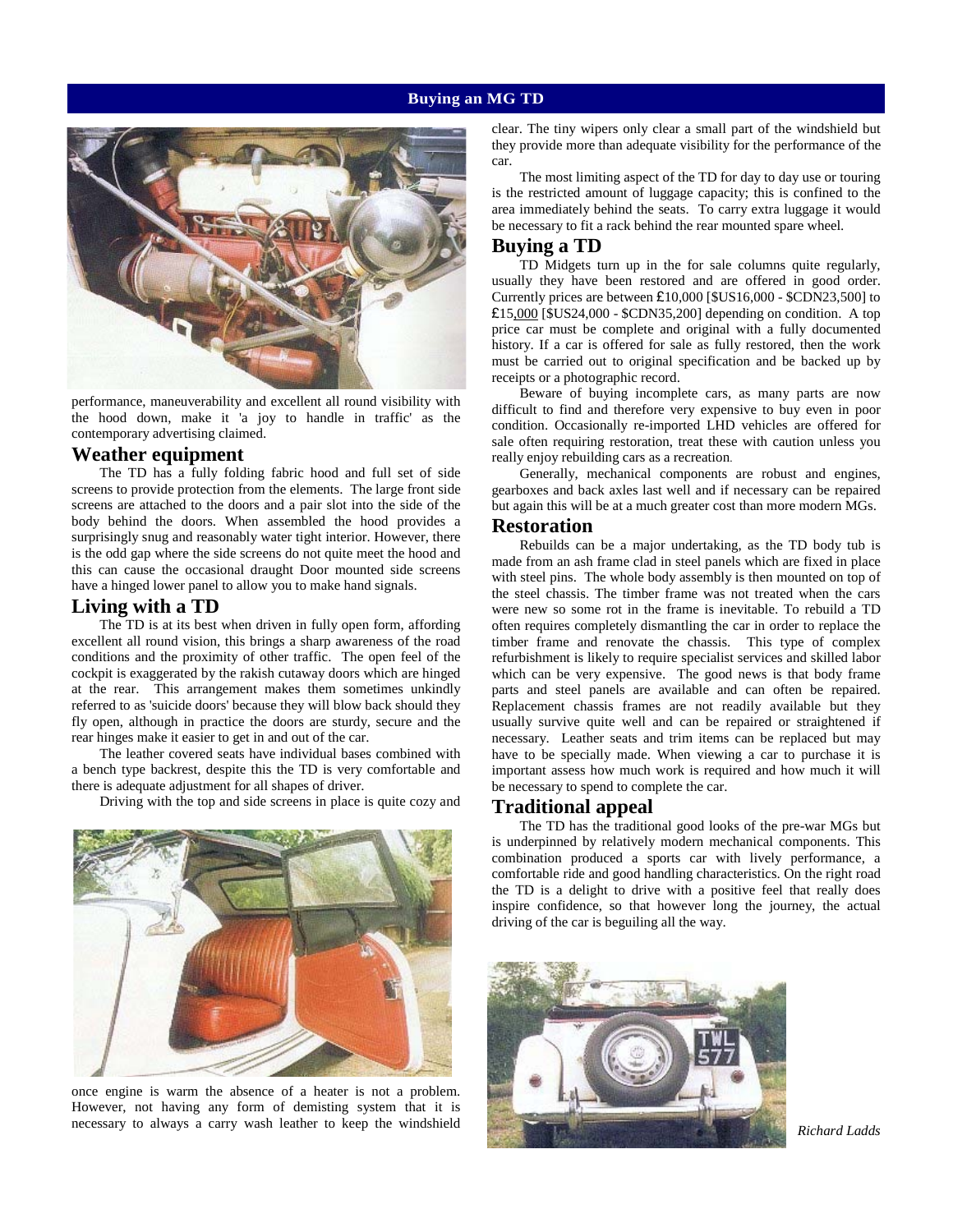performance, maneuverability and excellent all round visibility with the hood down, make it 'a joy to handle in traffic' as the contemporary advertising claimed.

## Weather equipment

The TD has a fully folding fabric hood and full set of side screens to provide protection from the elements. The large front side screens are attached to the doors and a pair slot into the side of the body behind the doors. When assembled the hood provides a surprisingly snug and reasonably water tight interior. However, there is the odd gap where the side screens do not quite meet the hood and this can cause the occasional draught Door mounted side screens have a hinged lower panel to allow you to make hand signals.

## Living with a TD

The TD is at its best when driven in fully open form, affording excellent all round vision, this brings a sharp awareness of the road conditions and the proximity of other traffic. The open feel of the cockpit is exaggerated by the rakish cutaway doors which are hinged at the rear. This arrangement makes them sometimes unkindly referred to as 'suicide doors' because they will blow back should they fly open, although in practice the doors are sturdy, secure and the rear hinges make it easier to get in and out of the car.

The leather covered seats have individual bases combined with a bench type backrest, despite this the TD is very comfortable and there is adequate adjustment for all shapes of driver.

Driving with the top and side screens in place is quite cozy and once engine is warm the absence of a heater is not a problem. However, not having any form of demisting system that it is necessary to always a carry wash leather to keep the windshield clear. The tiny wipers only clear a small part of the windshield but they provide more than adequate visibility for the performance of the car.

The most limiting aspect of the TD for day to day use or touring is the restricted amount of luggage capacity; this is confined to the area immediately behind the seats. To carry extra luggage it would be necessary to fit a rack behind the rear mounted spare wheel.

## Buying a TD

TD Midgets turn up in the for sale columns quite regularly, usually they have been restored and are offered in good order. Currently prices are between £10,000 [$US16,000 - $CDN23,500] to £15,000 [$US24,000 - $CDN35,200] depending on condition. A top price car must be complete and original with a fully documented history. If a car is offered for sale as fully restored, then the work must be carried out to original specification and be backed up by receipts or a photographic record.

Beware of buying incomplete cars, as many parts are now difficult to find and therefore very expensive to buy even in poor condition. Occasionally re-imported LHD vehicles are offered for sale often requiring restoration, treat these with caution unless you really enjoy rebuilding cars as a recreation.

Generally, mechanical components are robust and engines, gearboxes and back axles last well and if necessary can be repaired but again this will be at a much greater cost than more modern MGs.

## Restoration

Rebuilds can be a major undertaking, as the TD body tub is made from an ash frame clad in steel panels which are fixed in place with steel pins. The whole body assembly is then mounted on top of the steel chassis. The timber frame was not treated when the cars were new so some rot in the frame is inevitable. To rebuild a TD often requires completely dismantling the car in order to replace the timber frame and renovate the chassis. This type of complex refurbishment is likely to require specialist services and skilled labor which can be very expensive. The good news is that body frame parts and steel panels are available and can often be repaired. Replacement chassis frames are not readily available but they usually survive quite well and can be repaired or straightened if necessary. Leather seats and trim items can be replaced but may have to be specially made. When viewing a car to purchase it is important assess how much work is required and how much it will be necessary to spend to complete the car.

## Traditional appeal

The TD has the traditional good looks of the pre-war MGs but is underpinned by relatively modern mechanical components. This combination produced a sports car with lively performance, a comfortable ride and good handling characteristics. On the right road the TD is a delight to drive with a positive feel that really does inspire confidence, so that however long the journey, the actual driving of the car is beguiling all the way.

*Richard Ladds*